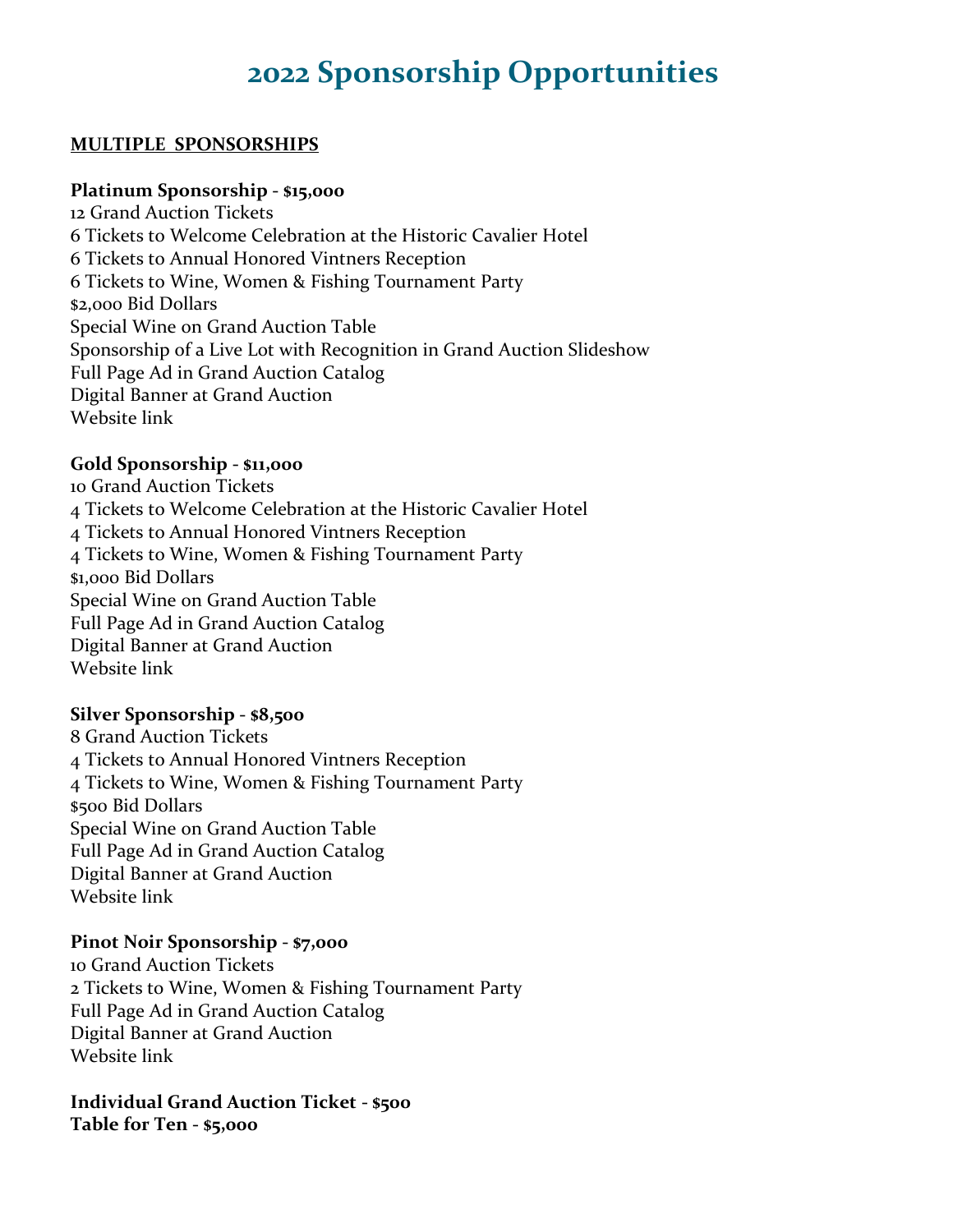# 2022 Sponsorship Opportunities

**MULTIPLE SPONSORSHIPS**

**Platinum Sponsorship - $15,000**
12 Grand Auction Tickets
6 Tickets to Welcome Celebration at the Historic Cavalier Hotel
6 Tickets to Annual Honored Vintners Reception
6 Tickets to Wine, Women & Fishing Tournament Party
$2,000 Bid Dollars
Special Wine on Grand Auction Table
Sponsorship of a Live Lot with Recognition in Grand Auction Slideshow
Full Page Ad in Grand Auction Catalog
Digital Banner at Grand Auction
Website link

**Gold Sponsorship - $11,000**
10 Grand Auction Tickets
4 Tickets to Welcome Celebration at the Historic Cavalier Hotel
4 Tickets to Annual Honored Vintners Reception
4 Tickets to Wine, Women & Fishing Tournament Party
$1,000 Bid Dollars
Special Wine on Grand Auction Table
Full Page Ad in Grand Auction Catalog
Digital Banner at Grand Auction
Website link

**Silver Sponsorship - $8,500**
8 Grand Auction Tickets
4 Tickets to Annual Honored Vintners Reception
4 Tickets to Wine, Women & Fishing Tournament Party
$500 Bid Dollars
Special Wine on Grand Auction Table
Full Page Ad in Grand Auction Catalog
Digital Banner at Grand Auction
Website link

**Pinot Noir Sponsorship - $7,000**
10 Grand Auction Tickets
2 Tickets to Wine, Women & Fishing Tournament Party
Full Page Ad in Grand Auction Catalog
Digital Banner at Grand Auction
Website link

**Individual Grand Auction Ticket - $500**
**Table for Ten - $5,000**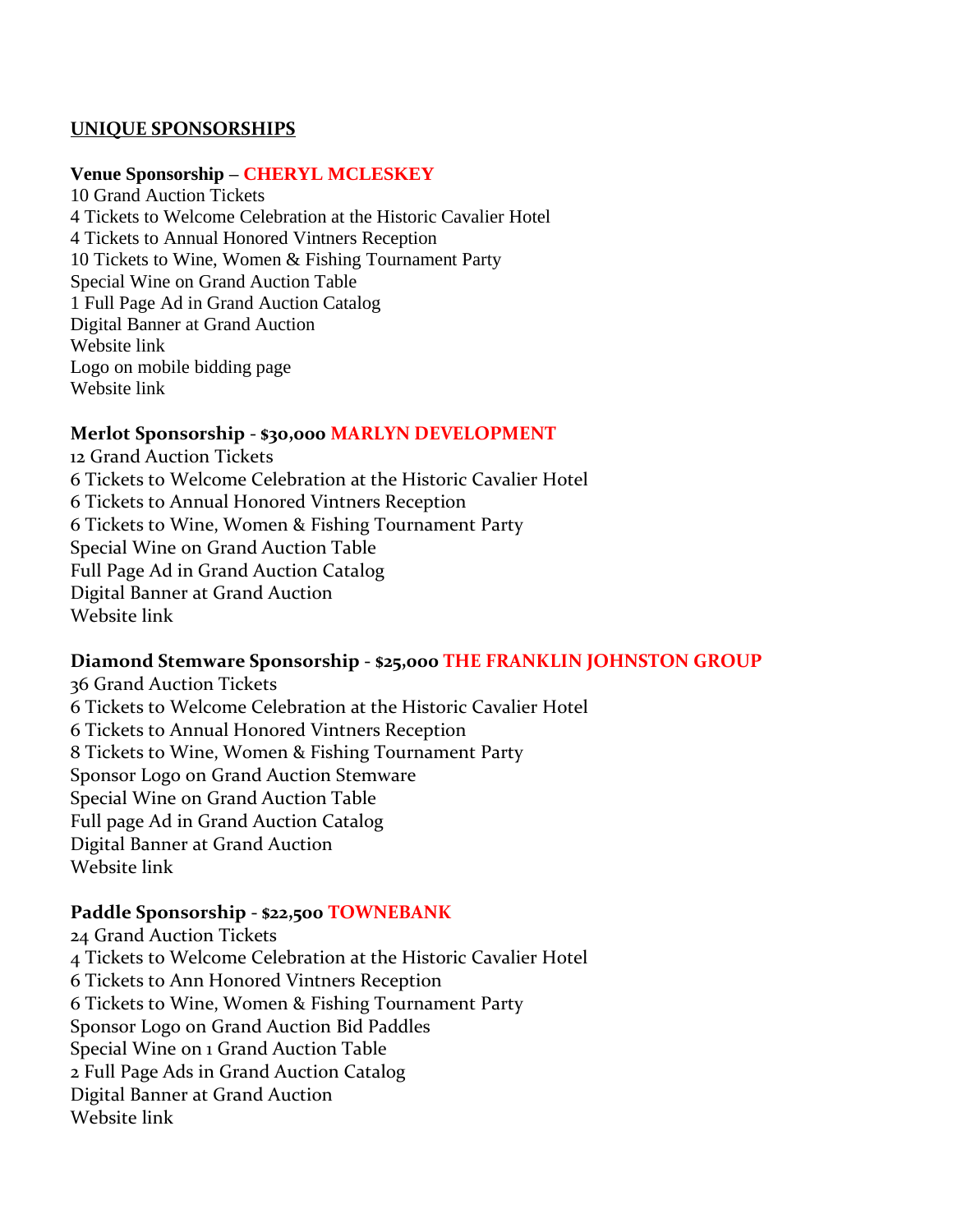## UNIQUE SPONSORSHIPS

**Venue Sponsorship – CHERYL MCLESKEY**

10 Grand Auction Tickets
4 Tickets to Welcome Celebration at the Historic Cavalier Hotel
4 Tickets to Annual Honored Vintners Reception
10 Tickets to Wine, Women & Fishing Tournament Party
Special Wine on Grand Auction Table
1 Full Page Ad in Grand Auction Catalog
Digital Banner at Grand Auction
Website link
Logo on mobile bidding page
Website link

**Merlot Sponsorship - $30,000 MARLYN DEVELOPMENT**

12 Grand Auction Tickets
6 Tickets to Welcome Celebration at the Historic Cavalier Hotel
6 Tickets to Annual Honored Vintners Reception
6 Tickets to Wine, Women & Fishing Tournament Party
Special Wine on Grand Auction Table
Full Page Ad in Grand Auction Catalog
Digital Banner at Grand Auction
Website link

**Diamond Stemware Sponsorship - $25,000 THE FRANKLIN JOHNSTON GROUP**

36 Grand Auction Tickets
6 Tickets to Welcome Celebration at the Historic Cavalier Hotel
6 Tickets to Annual Honored Vintners Reception
8 Tickets to Wine, Women & Fishing Tournament Party
Sponsor Logo on Grand Auction Stemware
Special Wine on Grand Auction Table
Full page Ad in Grand Auction Catalog
Digital Banner at Grand Auction
Website link

**Paddle Sponsorship - $22,500 TOWNEBANK**

24 Grand Auction Tickets
4 Tickets to Welcome Celebration at the Historic Cavalier Hotel
6 Tickets to Ann Honored Vintners Reception
6 Tickets to Wine, Women & Fishing Tournament Party
Sponsor Logo on Grand Auction Bid Paddles
Special Wine on 1 Grand Auction Table
2 Full Page Ads in Grand Auction Catalog
Digital Banner at Grand Auction
Website link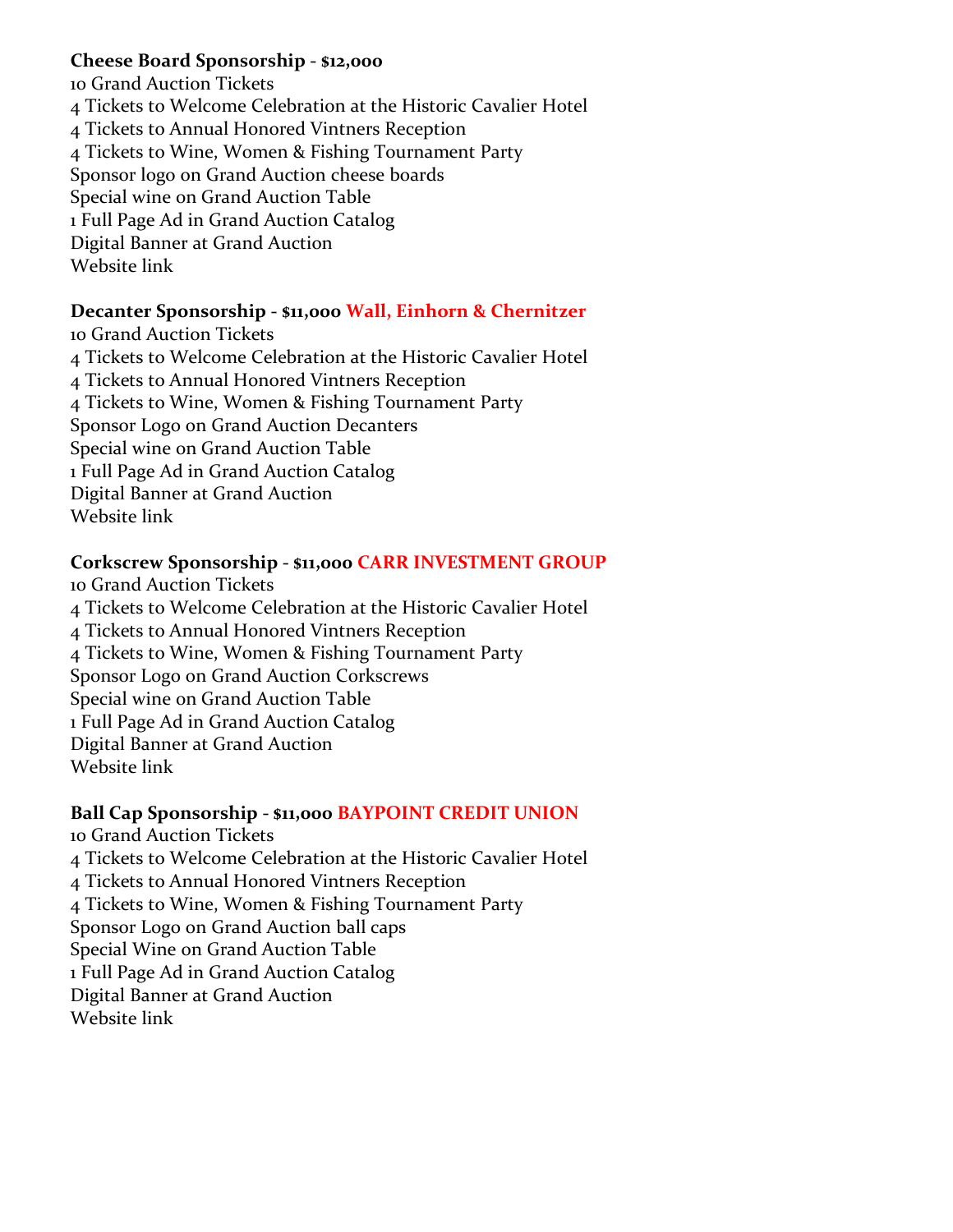**Cheese Board Sponsorship - $12,000**

10 Grand Auction Tickets
4 Tickets to Welcome Celebration at the Historic Cavalier Hotel
4 Tickets to Annual Honored Vintners Reception
4 Tickets to Wine, Women & Fishing Tournament Party
Sponsor logo on Grand Auction cheese boards
Special wine on Grand Auction Table
1 Full Page Ad in Grand Auction Catalog
Digital Banner at Grand Auction
Website link

**Decanter Sponsorship - $11,000 Wall, Einhorn & Chernitzer**

10 Grand Auction Tickets
4 Tickets to Welcome Celebration at the Historic Cavalier Hotel
4 Tickets to Annual Honored Vintners Reception
4 Tickets to Wine, Women & Fishing Tournament Party
Sponsor Logo on Grand Auction Decanters
Special wine on Grand Auction Table
1 Full Page Ad in Grand Auction Catalog
Digital Banner at Grand Auction
Website link

**Corkscrew Sponsorship - $11,000 CARR INVESTMENT GROUP**

10 Grand Auction Tickets
4 Tickets to Welcome Celebration at the Historic Cavalier Hotel
4 Tickets to Annual Honored Vintners Reception
4 Tickets to Wine, Women & Fishing Tournament Party
Sponsor Logo on Grand Auction Corkscrews
Special wine on Grand Auction Table
1 Full Page Ad in Grand Auction Catalog
Digital Banner at Grand Auction
Website link

**Ball Cap Sponsorship - $11,000 BAYPOINT CREDIT UNION**

10 Grand Auction Tickets
4 Tickets to Welcome Celebration at the Historic Cavalier Hotel
4 Tickets to Annual Honored Vintners Reception
4 Tickets to Wine, Women & Fishing Tournament Party
Sponsor Logo on Grand Auction ball caps
Special Wine on Grand Auction Table
1 Full Page Ad in Grand Auction Catalog
Digital Banner at Grand Auction
Website link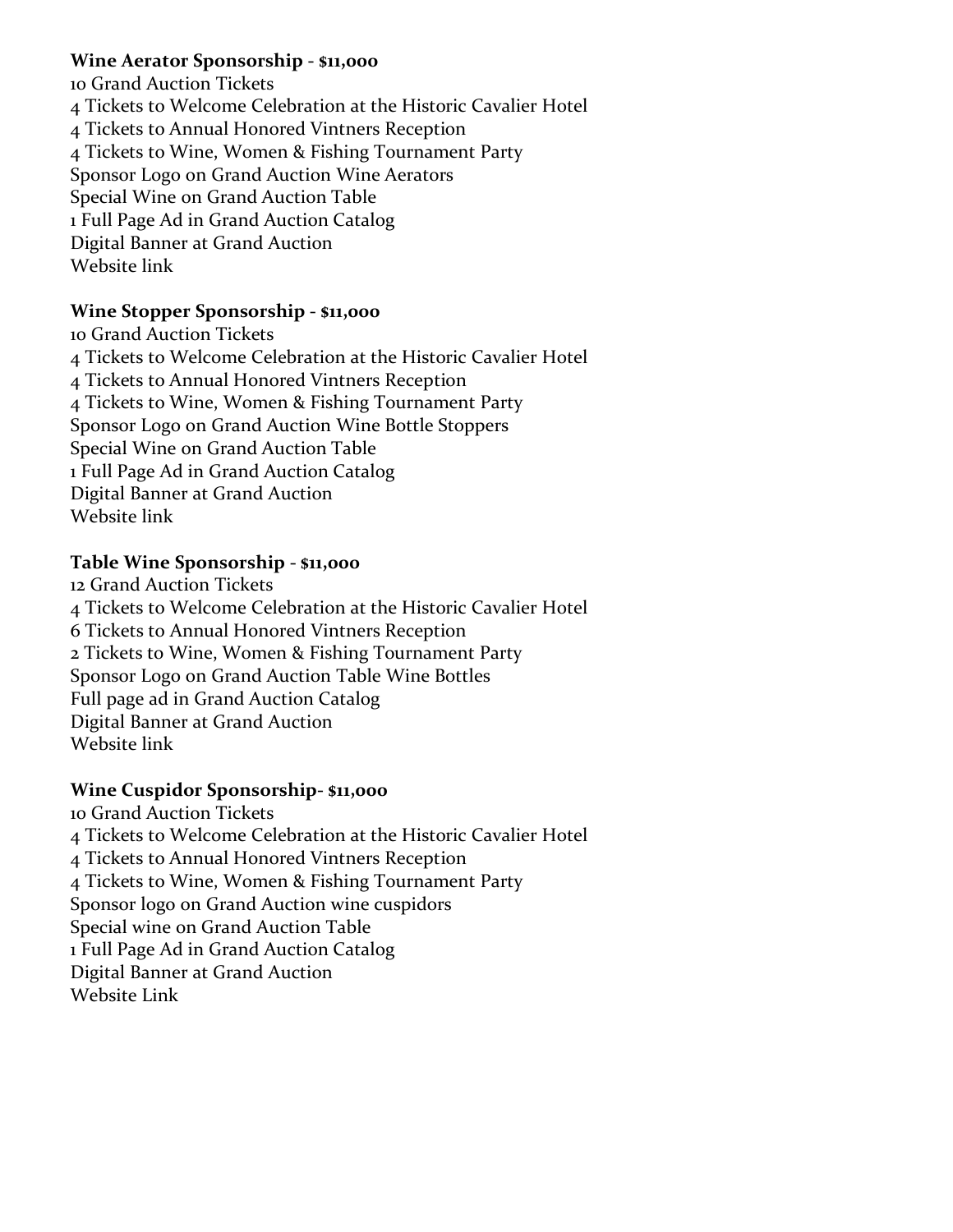**Wine Aerator Sponsorship - $11,000**

10 Grand Auction Tickets
4 Tickets to Welcome Celebration at the Historic Cavalier Hotel
4 Tickets to Annual Honored Vintners Reception
4 Tickets to Wine, Women & Fishing Tournament Party
Sponsor Logo on Grand Auction Wine Aerators
Special Wine on Grand Auction Table
1 Full Page Ad in Grand Auction Catalog
Digital Banner at Grand Auction
Website link

**Wine Stopper Sponsorship - $11,000**

10 Grand Auction Tickets
4 Tickets to Welcome Celebration at the Historic Cavalier Hotel
4 Tickets to Annual Honored Vintners Reception
4 Tickets to Wine, Women & Fishing Tournament Party
Sponsor Logo on Grand Auction Wine Bottle Stoppers
Special Wine on Grand Auction Table
1 Full Page Ad in Grand Auction Catalog
Digital Banner at Grand Auction
Website link

**Table Wine Sponsorship - $11,000**

12 Grand Auction Tickets
4 Tickets to Welcome Celebration at the Historic Cavalier Hotel
6 Tickets to Annual Honored Vintners Reception
2 Tickets to Wine, Women & Fishing Tournament Party
Sponsor Logo on Grand Auction Table Wine Bottles
Full page ad in Grand Auction Catalog
Digital Banner at Grand Auction
Website link

**Wine Cuspidor Sponsorship- $11,000**

10 Grand Auction Tickets
4 Tickets to Welcome Celebration at the Historic Cavalier Hotel
4 Tickets to Annual Honored Vintners Reception
4 Tickets to Wine, Women & Fishing Tournament Party
Sponsor logo on Grand Auction wine cuspidors
Special wine on Grand Auction Table
1 Full Page Ad in Grand Auction Catalog
Digital Banner at Grand Auction
Website Link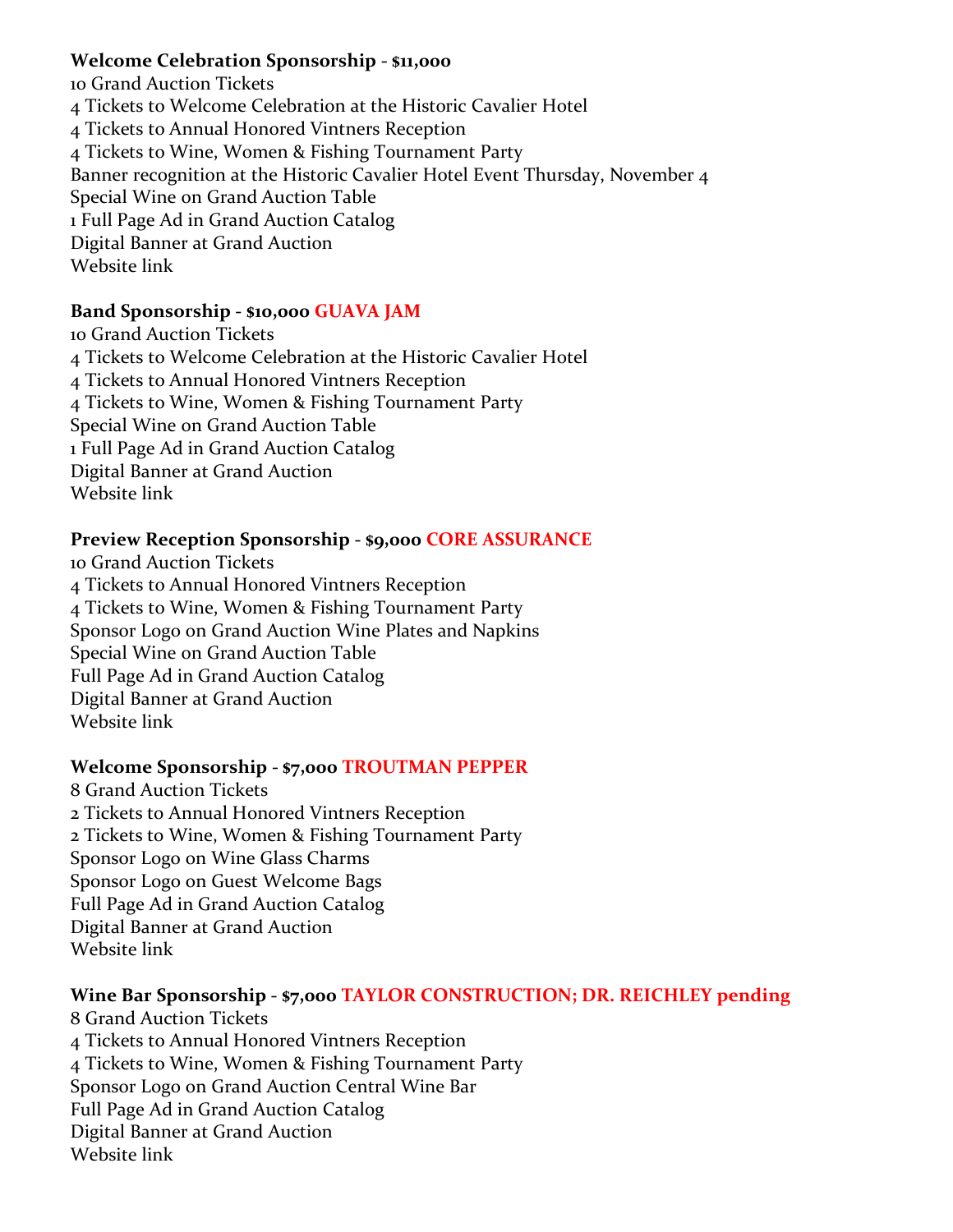**Welcome Celebration Sponsorship - $11,000**
10 Grand Auction Tickets
4 Tickets to Welcome Celebration at the Historic Cavalier Hotel
4 Tickets to Annual Honored Vintners Reception
4 Tickets to Wine, Women & Fishing Tournament Party
Banner recognition at the Historic Cavalier Hotel Event Thursday, November 4
Special Wine on Grand Auction Table
1 Full Page Ad in Grand Auction Catalog
Digital Banner at Grand Auction
Website link

**Band Sponsorship - $10,000 GUAVA JAM**
10 Grand Auction Tickets
4 Tickets to Welcome Celebration at the Historic Cavalier Hotel
4 Tickets to Annual Honored Vintners Reception
4 Tickets to Wine, Women & Fishing Tournament Party
Special Wine on Grand Auction Table
1 Full Page Ad in Grand Auction Catalog
Digital Banner at Grand Auction
Website link

**Preview Reception Sponsorship - $9,000 CORE ASSURANCE**
10 Grand Auction Tickets
4 Tickets to Annual Honored Vintners Reception
4 Tickets to Wine, Women & Fishing Tournament Party
Sponsor Logo on Grand Auction Wine Plates and Napkins
Special Wine on Grand Auction Table
Full Page Ad in Grand Auction Catalog
Digital Banner at Grand Auction
Website link

**Welcome Sponsorship - $7,000 TROUTMAN PEPPER**
8 Grand Auction Tickets
2 Tickets to Annual Honored Vintners Reception
2 Tickets to Wine, Women & Fishing Tournament Party
Sponsor Logo on Wine Glass Charms
Sponsor Logo on Guest Welcome Bags
Full Page Ad in Grand Auction Catalog
Digital Banner at Grand Auction
Website link

**Wine Bar Sponsorship - $7,000 TAYLOR CONSTRUCTION; DR. REICHLEY pending**
8 Grand Auction Tickets
4 Tickets to Annual Honored Vintners Reception
4 Tickets to Wine, Women & Fishing Tournament Party
Sponsor Logo on Grand Auction Central Wine Bar
Full Page Ad in Grand Auction Catalog
Digital Banner at Grand Auction
Website link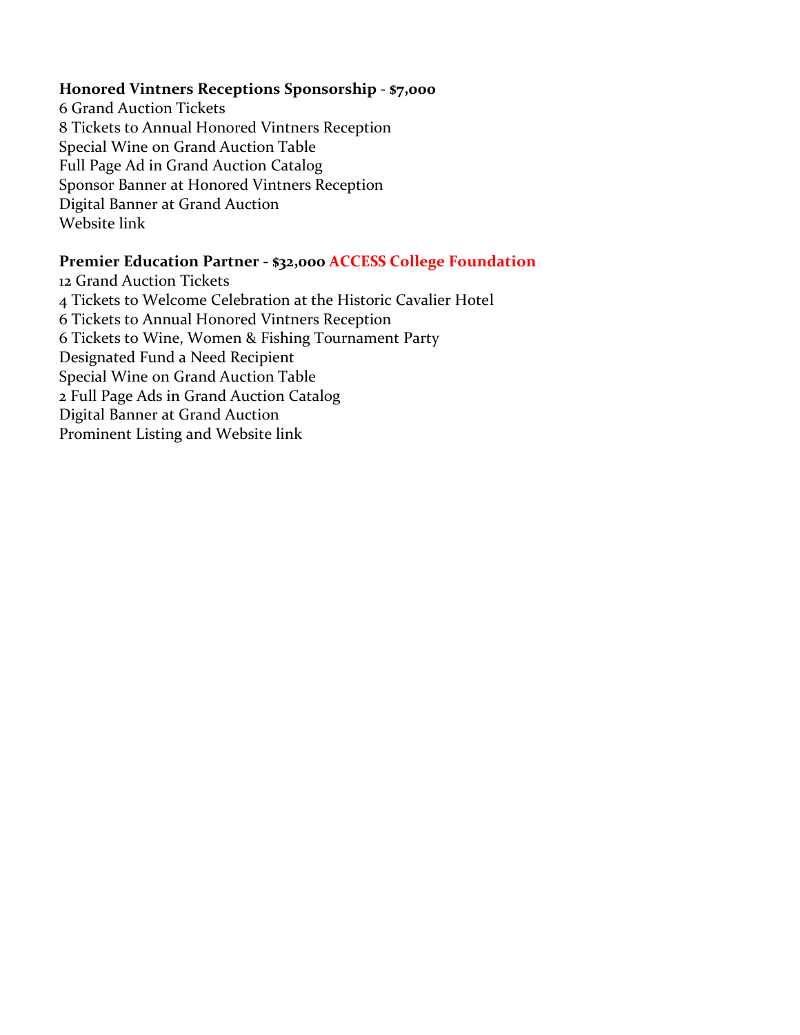**Honored Vintners Receptions Sponsorship - $7,000**

6 Grand Auction Tickets
8 Tickets to Annual Honored Vintners Reception
Special Wine on Grand Auction Table
Full Page Ad in Grand Auction Catalog
Sponsor Banner at Honored Vintners Reception
Digital Banner at Grand Auction
Website link

**Premier Education Partner - $32,000 ACCESS College Foundation**

12 Grand Auction Tickets
4 Tickets to Welcome Celebration at the Historic Cavalier Hotel
6 Tickets to Annual Honored Vintners Reception
6 Tickets to Wine, Women & Fishing Tournament Party
Designated Fund a Need Recipient
Special Wine on Grand Auction Table
2 Full Page Ads in Grand Auction Catalog
Digital Banner at Grand Auction
Prominent Listing and Website link